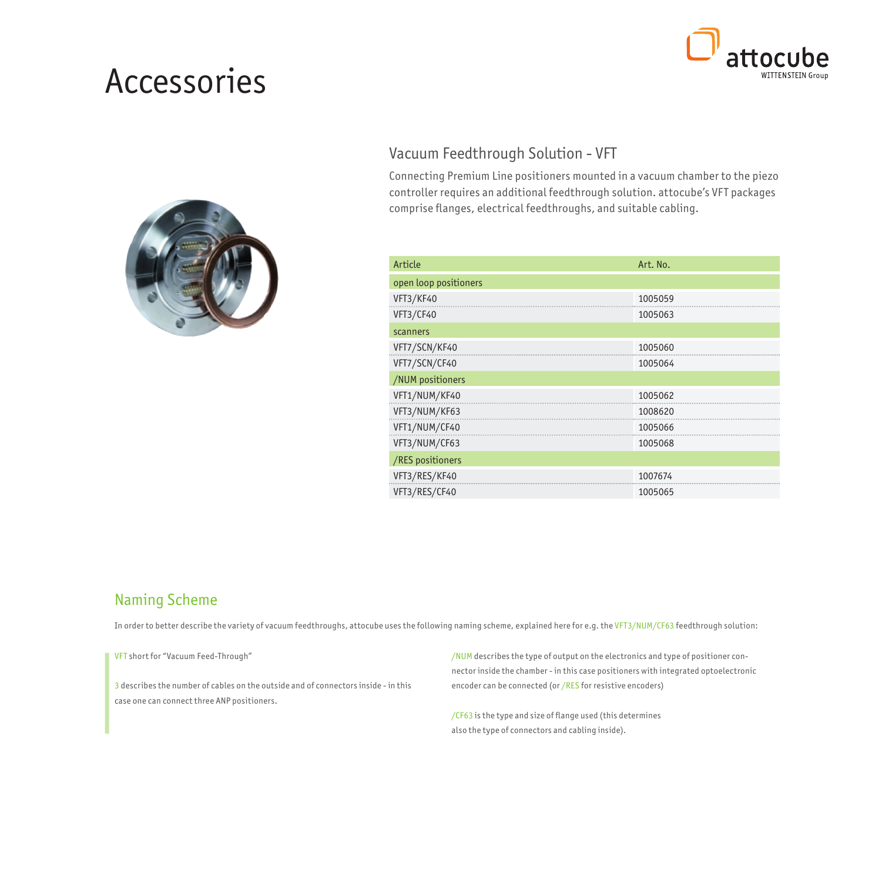# Accessories

## Vacuum Feedthrough Solution - VFT

Connecting Premium Line positioners mounted in a vacuum chamber to the piezo controller requires an additional feedthrough solution. attocube's VFT packages comprise flanges, electrical feedthroughs, and suitable cabling.

| Article | Art. No. |
|---|---|
| open loop positioners | |
| VFT3/KF40 | 1005059 |
| VFT3/CF40 | 1005063 |
| scanners | |
| VFT7/SCN/KF40 | 1005060 |
| VFT7/SCN/CF40 | 1005064 |
| /NUM positioners | |
| VFT1/NUM/KF40 | 1005062 |
| VFT3/NUM/KF63 | 1008620 |
| VFT1/NUM/CF40 | 1005066 |
| VFT3/NUM/CF63 | 1005068 |
| /RES positioners | |
| VFT3/RES/KF40 | 1007674 |
| VFT3/RES/CF40 | 1005065 |

## Naming Scheme

In order to better describe the variety of vacuum feedthroughs, attocube uses the following naming scheme, explained here for e.g. the VFT3/NUM/CF63 feedthrough solution:

VFT short for "Vacuum Feed-Through"

3 describes the number of cables on the outside and of connectors inside - in this case one can connect three ANP positioners.

/NUM describes the type of output on the electronics and type of positioner connector inside the chamber - in this case positioners with integrated optoelectronic encoder can be connected (or /RES for resistive encoders)

/CF63 is the type and size of flange used (this determines also the type of connectors and cabling inside).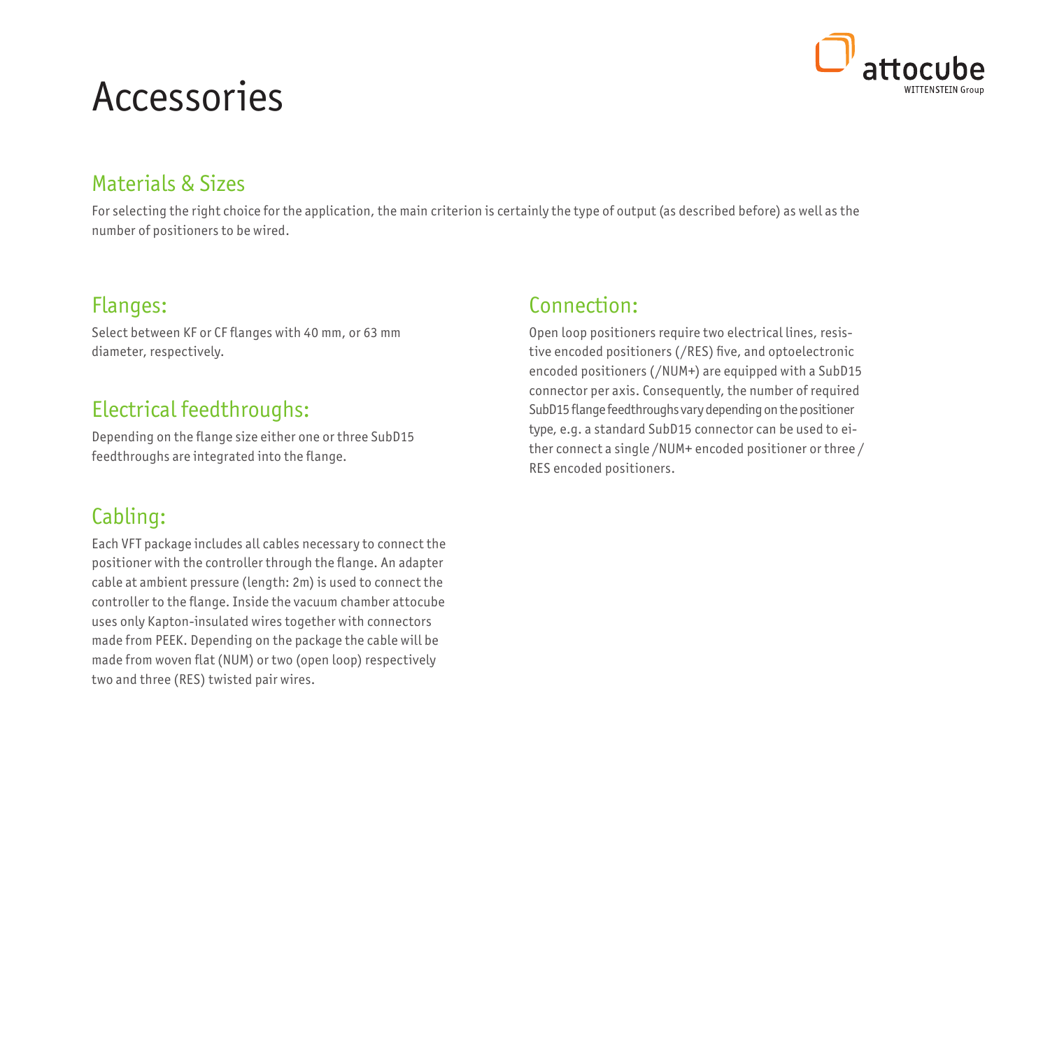# Accessories

## Materials & Sizes

For selecting the right choice for the application, the main criterion is certainly the type of output (as described before) as well as the number of positioners to be wired.

## Flanges:

Select between KF or CF flanges with 40 mm, or 63 mm diameter, respectively.

## Electrical feedthroughs:

Depending on the flange size either one or three SubD15 feedthroughs are integrated into the flange.

## Cabling:

Each VFT package includes all cables necessary to connect the positioner with the controller through the flange. An adapter cable at ambient pressure (length: 2m) is used to connect the controller to the flange. Inside the vacuum chamber attocube uses only Kapton-insulated wires together with connectors made from PEEK. Depending on the package the cable will be made from woven flat (NUM) or two (open loop) respectively two and three (RES) twisted pair wires.

## Connection:

Open loop positioners require two electrical lines, resistive encoded positioners (/RES) five, and optoelectronic encoded positioners (/NUM+) are equipped with a SubD15 connector per axis. Consequently, the number of required SubD15 flange feedthroughs vary depending on the positioner type, e.g. a standard SubD15 connector can be used to either connect a single /NUM+ encoded positioner or three /RES encoded positioners.